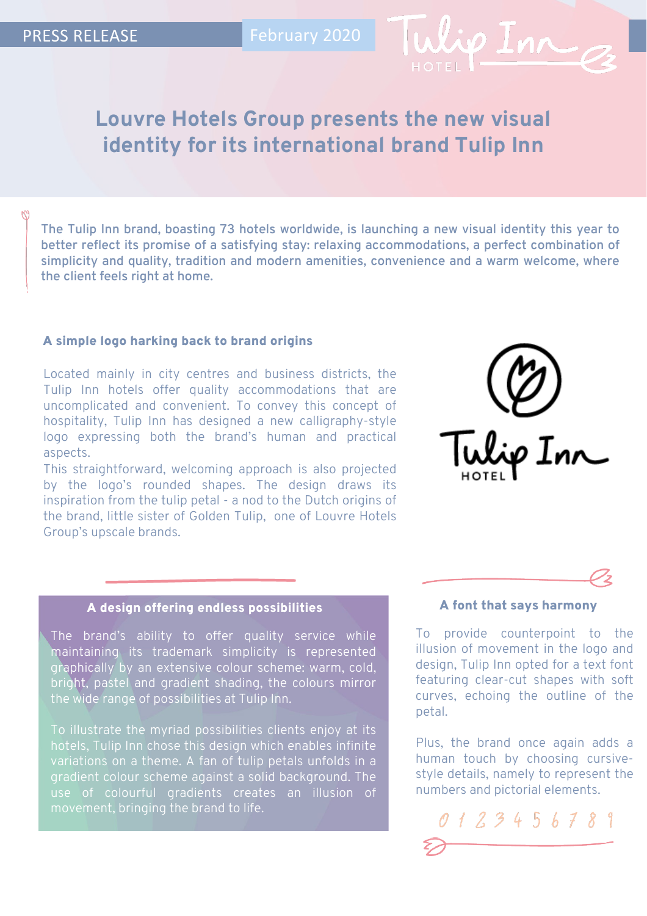PRESS RELEASE February 2020

# Louvre Hotels Group presents the new visual identity for its international brand Tulip Inn

**The Tulip Inn brand, boasting 73 hotels worldwide, is launching a new visual identity this year to better reflect its promise of a satisfying stay: relaxing accommodations, a perfect combination of simplicity and quality, tradition and modern amenities, convenience and a warm welcome, where the client feels right at home.**

### A simple logo harking back to brand origins

Located mainly in city centres and business districts, the Tulip Inn hotels offer quality accommodations that are uncomplicated and convenient. To convey this concept of hospitality, Tulip Inn has designed a new calligraphy-style logo expressing both the brand's human and practical aspects.
This straightforward, welcoming approach is also projected by the logo's rounded shapes. The design draws its inspiration from the tulip petal - a nod to the Dutch origins of the brand, little sister of Golden Tulip, one of Louvre Hotels Group's upscale brands.

### A design offering endless possibilities

The brand's ability to offer quality service while maintaining its trademark simplicity is represented graphically by an extensive colour scheme: warm, cold, bright, pastel and gradient shading, the colours mirror the wide range of possibilities at Tulip Inn.

To illustrate the myriad possibilities clients enjoy at its hotels, Tulip Inn chose this design which enables infinite variations on a theme. A fan of tulip petals unfolds in a gradient colour scheme against a solid background. The use of colourful gradients creates an illusion of movement, bringing the brand to life.

### A font that says harmony

To provide counterpoint to the illusion of movement in the logo and design, Tulip Inn opted for a text font featuring clear-cut shapes with soft curves, echoing the outline of the petal.

Plus, the brand once again adds a human touch by choosing cursive-style details, namely to represent the numbers and pictorial elements.

0 1 2 3 4 5 6 7 8 9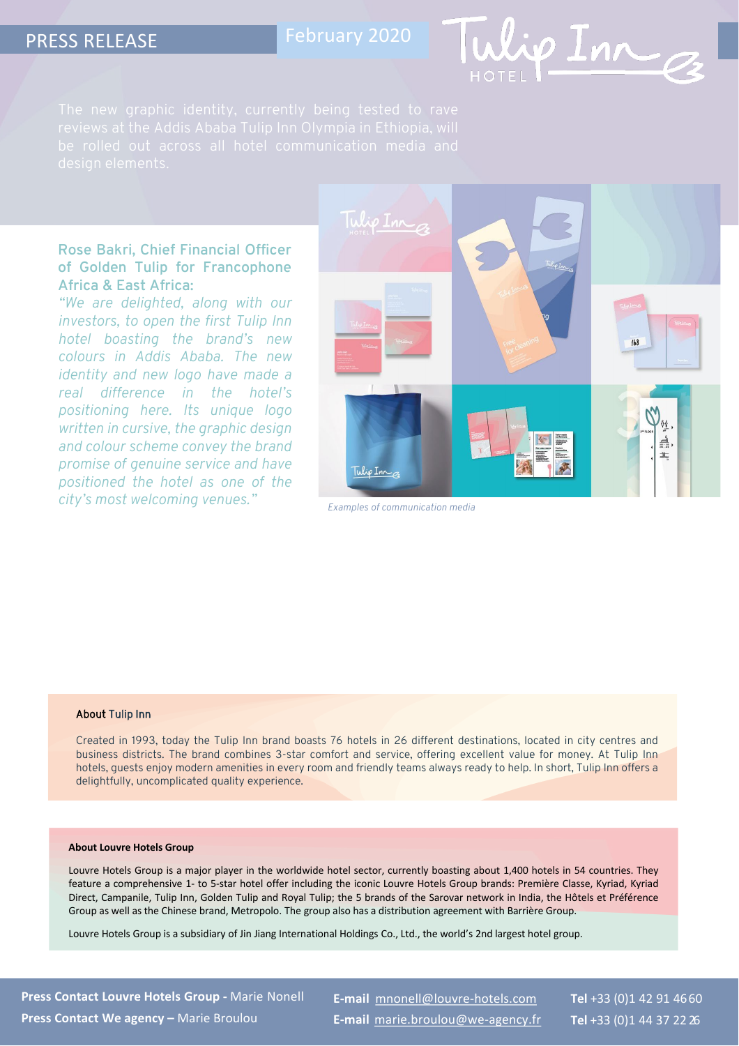PRESS RELEASE

February 2020

The new graphic identity, currently being tested to rave reviews at the Addis Ababa Tulip Inn Olympia in Ethiopia, will be rolled out across all hotel communication media and design elements.

**Rose Bakri, Chief Financial Officer of Golden Tulip for Francophone Africa & East Africa:**

*"We are delighted, along with our investors, to open the first Tulip Inn hotel boasting the brand's new colours in Addis Ababa. The new identity and new logo have made a real difference in the hotel's positioning here. Its unique logo written in cursive, the graphic design and colour scheme convey the brand promise of genuine service and have positioned the hotel as one of the city's most welcoming venues."*

*Examples of communication media*

### About Tulip Inn

Created in 1993, today the Tulip Inn brand boasts 76 hotels in 26 different destinations, located in city centres and business districts. The brand combines 3-star comfort and service, offering excellent value for money. At Tulip Inn hotels, guests enjoy modern amenities in every room and friendly teams always ready to help. In short, Tulip Inn offers a delightfully, uncomplicated quality experience.

### About Louvre Hotels Group

Louvre Hotels Group is a major player in the worldwide hotel sector, currently boasting about 1,400 hotels in 54 countries. They feature a comprehensive 1- to 5-star hotel offer including the iconic Louvre Hotels Group brands: Première Classe, Kyriad, Kyriad Direct, Campanile, Tulip Inn, Golden Tulip and Royal Tulip; the 5 brands of the Sarovar network in India, the Hôtels et Préférence Group as well as the Chinese brand, Metropolo. The group also has a distribution agreement with Barrière Group.

Louvre Hotels Group is a subsidiary of Jin Jiang International Holdings Co., Ltd., the world's 2nd largest hotel group.

**Press Contact Louvre Hotels Group -** Marie Nonell **E-mail** mnonell@louvre-hotels.com **Tel** +33 (0)1 42 91 46 60

**Press Contact We agency –** Marie Broulou **E-mail** marie.broulou@we-agency.fr **Tel** +33 (0)1 44 37 22 26